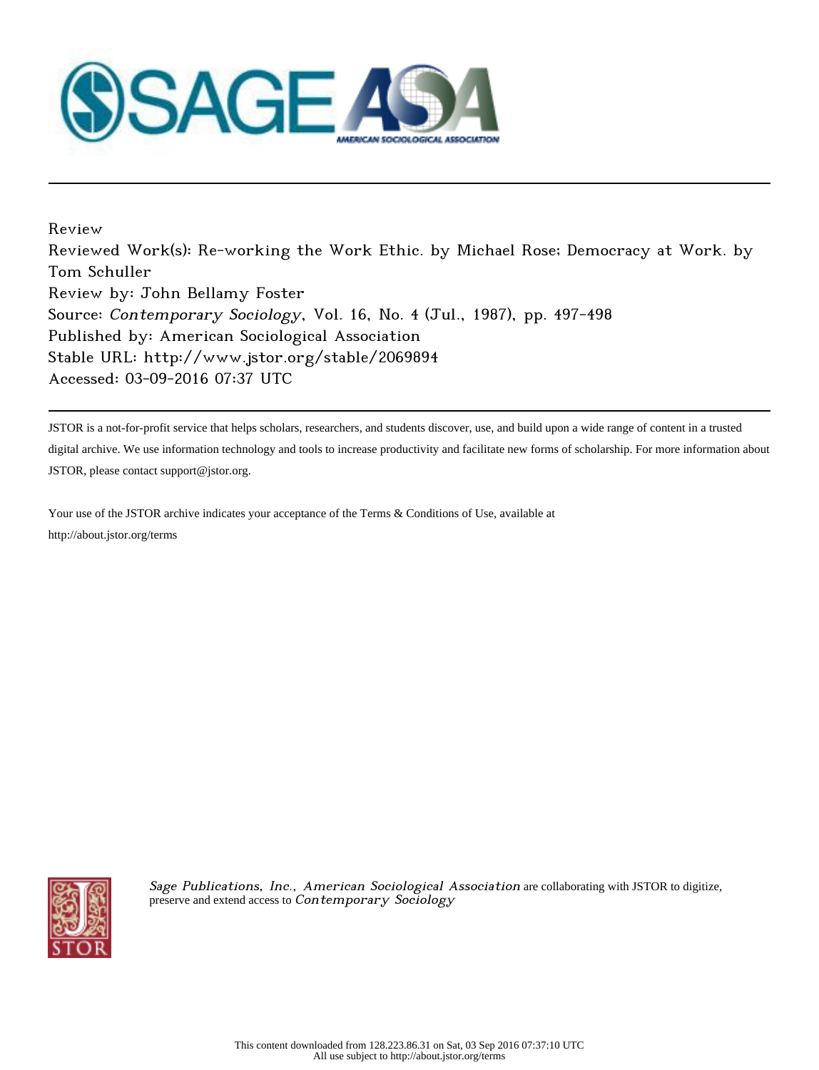Review

Reviewed Work(s): Re-working the Work Ethic. by Michael Rose; Democracy at Work. by Tom Schuller

Review by: John Bellamy Foster

Source: *Contemporary Sociology*, Vol. 16, No. 4 (Jul., 1987), pp. 497-498

Published by: American Sociological Association

Stable URL: http://www.jstor.org/stable/2069894

Accessed: 03-09-2016 07:37 UTC

JSTOR is a not-for-profit service that helps scholars, researchers, and students discover, use, and build upon a wide range of content in a trusted digital archive. We use information technology and tools to increase productivity and facilitate new forms of scholarship. For more information about JSTOR, please contact support@jstor.org.

Your use of the JSTOR archive indicates your acceptance of the Terms & Conditions of Use, available at http://about.jstor.org/terms

*Sage Publications, Inc.*, *American Sociological Association* are collaborating with JSTOR to digitize, preserve and extend access to *Contemporary Sociology*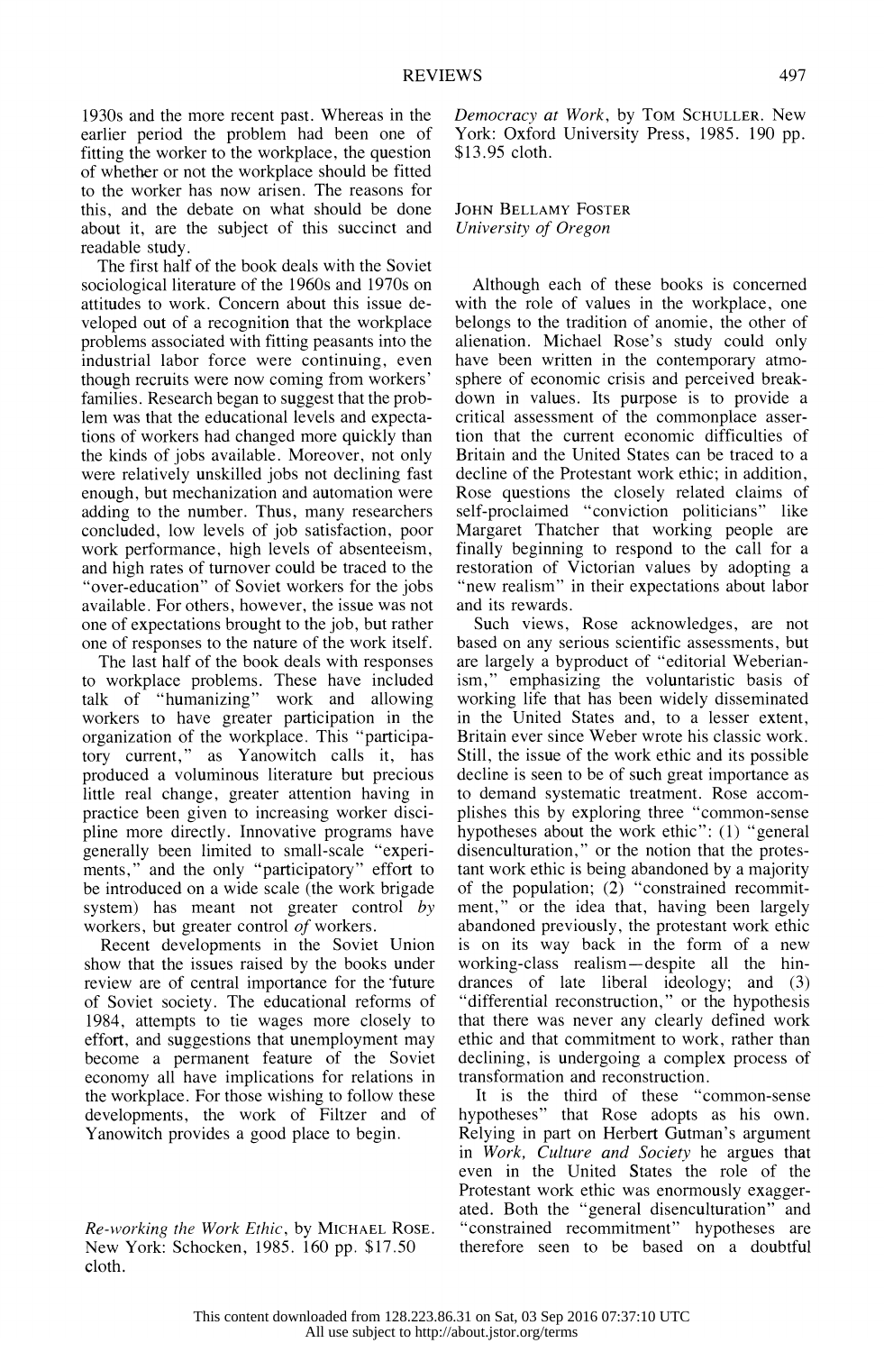1930s and the more recent past. Whereas in the earlier period the problem had been one of fitting the worker to the workplace, the question of whether or not the workplace should be fitted to the worker has now arisen. The reasons for this, and the debate on what should be done about it, are the subject of this succinct and readable study.

The first half of the book deals with the Soviet sociological literature of the 1960s and 1970s on attitudes to work. Concern about this issue developed out of a recognition that the workplace problems associated with fitting peasants into the industrial labor force were continuing, even though recruits were now coming from workers' families. Research began to suggest that the problem was that the educational levels and expectations of workers had changed more quickly than the kinds of jobs available. Moreover, not only were relatively unskilled jobs not declining fast enough, but mechanization and automation were adding to the number. Thus, many researchers concluded, low levels of job satisfaction, poor work performance, high levels of absenteeism, and high rates of turnover could be traced to the "over-education" of Soviet workers for the jobs available. For others, however, the issue was not one of expectations brought to the job, but rather one of responses to the nature of the work itself.

The last half of the book deals with responses to workplace problems. These have included talk of "humanizing" work and allowing workers to have greater participation in the organization of the workplace. This "participatory current," as Yanowitch calls it, has produced a voluminous literature but precious little real change, greater attention having in practice been given to increasing worker discipline more directly. Innovative programs have generally been limited to small-scale "experiments," and the only "participatory" effort to be introduced on a wide scale (the work brigade system) has meant not greater control *by* workers, but greater control *of* workers.

Recent developments in the Soviet Union show that the issues raised by the books under review are of central importance for the future of Soviet society. The educational reforms of 1984, attempts to tie wages more closely to effort, and suggestions that unemployment may become a permanent feature of the Soviet economy all have implications for relations in the workplace. For those wishing to follow these developments, the work of Filtzer and of Yanowitch provides a good place to begin.

*Re-working the Work Ethic*, by MICHAEL ROSE. New York: Schocken, 1985. 160 pp. $17.50 cloth.

*Democracy at Work*, by TOM SCHULLER. New York: Oxford University Press, 1985. 190 pp. $13.95 cloth.

JOHN BELLAMY FOSTER
*University of Oregon*

Although each of these books is concerned with the role of values in the workplace, one belongs to the tradition of anomie, the other of alienation. Michael Rose's study could only have been written in the contemporary atmosphere of economic crisis and perceived breakdown in values. Its purpose is to provide a critical assessment of the commonplace assertion that the current economic difficulties of Britain and the United States can be traced to a decline of the Protestant work ethic; in addition, Rose questions the closely related claims of self-proclaimed "conviction politicians" like Margaret Thatcher that working people are finally beginning to respond to the call for a restoration of Victorian values by adopting a "new realism" in their expectations about labor and its rewards.

Such views, Rose acknowledges, are not based on any serious scientific assessments, but are largely a byproduct of "editorial Weberianism," emphasizing the voluntaristic basis of working life that has been widely disseminated in the United States and, to a lesser extent, Britain ever since Weber wrote his classic work. Still, the issue of the work ethic and its possible decline is seen to be of such great importance as to demand systematic treatment. Rose accomplishes this by exploring three "common-sense hypotheses about the work ethic": (1) "general disenculturation," or the notion that the protestant work ethic is being abandoned by a majority of the population; (2) "constrained recommitment," or the idea that, having been largely abandoned previously, the protestant work ethic is on its way back in the form of a new working-class realism—despite all the hindrances of late liberal ideology; and (3) "differential reconstruction," or the hypothesis that there was never any clearly defined work ethic and that commitment to work, rather than declining, is undergoing a complex process of transformation and reconstruction.

It is the third of these "common-sense hypotheses" that Rose adopts as his own. Relying in part on Herbert Gutman's argument in *Work, Culture and Society* he argues that even in the United States the role of the Protestant working ethic was enormously exaggerated. Both the "general disenculturation" and "constrained recommitment" hypotheses are therefore seen to be based on a doubtful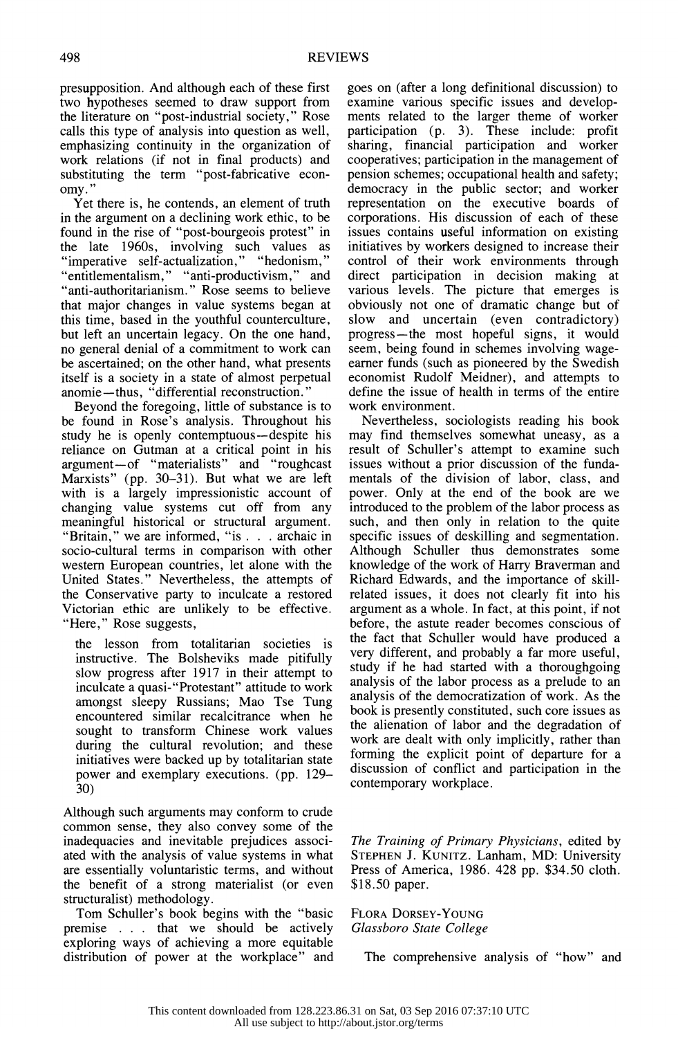presupposition. And although each of these first two hypotheses seemed to draw support from the literature on "post-industrial society," Rose calls this type of analysis into question as well, emphasizing continuity in the organization of work relations (if not in final products) and substituting the term "post-fabricative economy."

Yet there is, he contends, an element of truth in the argument on a declining work ethic, to be found in the rise of "post-bourgeois protest" in the late 1960s, involving such values as "imperative self-actualization," "hedonism," "entitlementalism," "anti-productivism," and "anti-authoritarianism." Rose seems to believe that major changes in value systems began at this time, based in the youthful counterculture, but left an uncertain legacy. On the one hand, no general denial of a commitment to work can be ascertained; on the other hand, what presents itself is a society in a state of almost perpetual anomie—thus, "differential reconstruction."

Beyond the foregoing, little of substance is to be found in Rose's analysis. Throughout his study he is openly contemptuous—despite his reliance on Gutman at a critical point in his argument—of "materialists" and "roughcast Marxists" (pp. 30–31). But what we are left with is a largely impressionistic account of changing value systems cut off from any meaningful historical or structural argument. "Britain," we are informed, "is . . . archaic in socio-cultural terms in comparison with other western European countries, let alone with the United States." Nevertheless, the attempts of the Conservative party to inculcate a restored Victorian ethic are unlikely to be effective. "Here," Rose suggests,

> the lesson from totalitarian societies is instructive. The Bolsheviks made pitifully slow progress after 1917 in their attempt to inculcate a quasi-"Protestant" attitude to work amongst sleepy Russians; Mao Tse Tung encountered similar recalcitrance when he sought to transform Chinese work values during the cultural revolution; and these initiatives were backed up by totalitarian state power and exemplary executions. (pp. 129–30)

Although such arguments may conform to crude common sense, they also convey some of the inadequacies and inevitable prejudices associated with the analysis of value systems in what are essentially voluntaristic terms, and without the benefit of a strong materialist (or even structuralist) methodology.

Tom Schuller's book begins with the "basic premise . . . that we should be actively exploring ways of achieving a more equitable distribution of power at the workplace" and goes on (after a long definitional discussion) to examine various specific issues and developments related to the larger theme of worker participation (p. 3). These include: profit sharing, financial participation and worker cooperatives; participation in the management of pension schemes; occupational health and safety; democracy in the public sector; and worker representation on the executive boards of corporations. His discussion of each of these issues contains useful information on existing initiatives by workers designed to increase their control of their work environments through direct participation in decision making at various levels. The picture that emerges is obviously not one of dramatic change but of slow and uncertain (even contradictory) progress—the most hopeful signs, it would seem, being found in schemes involving wage-earner funds (such as pioneered by the Swedish economist Rudolf Meidner), and attempts to define the issue of health in terms of the entire work environment.

Nevertheless, sociologists reading his book may find themselves somewhat uneasy, as a result of Schuller's attempt to examine such issues without a prior discussion of the fundamentals of the division of labor, class, and power. Only at the end of the book are we introduced to the problem of the labor process as such, and then only in relation to the quite specific issues of deskilling and segmentation. Although Schuller thus demonstrates some knowledge of the work of Harry Braverman and Richard Edwards, and the importance of skill-related issues, it does not clearly fit into his argument as a whole. In fact, at this point, if not before, the astute reader becomes conscious of the fact that Schuller would have produced a very different, and probably a far more useful, study if he had started with a thoroughgoing analysis of the labor process as a prelude to an analysis of the democratization of work. As the book is presently constituted, such core issues as the alienation of labor and the degradation of work are dealt with only implicitly, rather than forming the explicit point of departure for a discussion of conflict and participation in the contemporary workplace.

*The Training of Primary Physicians*, edited by STEPHEN J. KUNITZ. Lanham, MD: University Press of America, 1986. 428 pp. $34.50 cloth. $18.50 paper.

FLORA DORSEY-YOUNG
*Glassboro State College*

The comprehensive analysis of "how" and